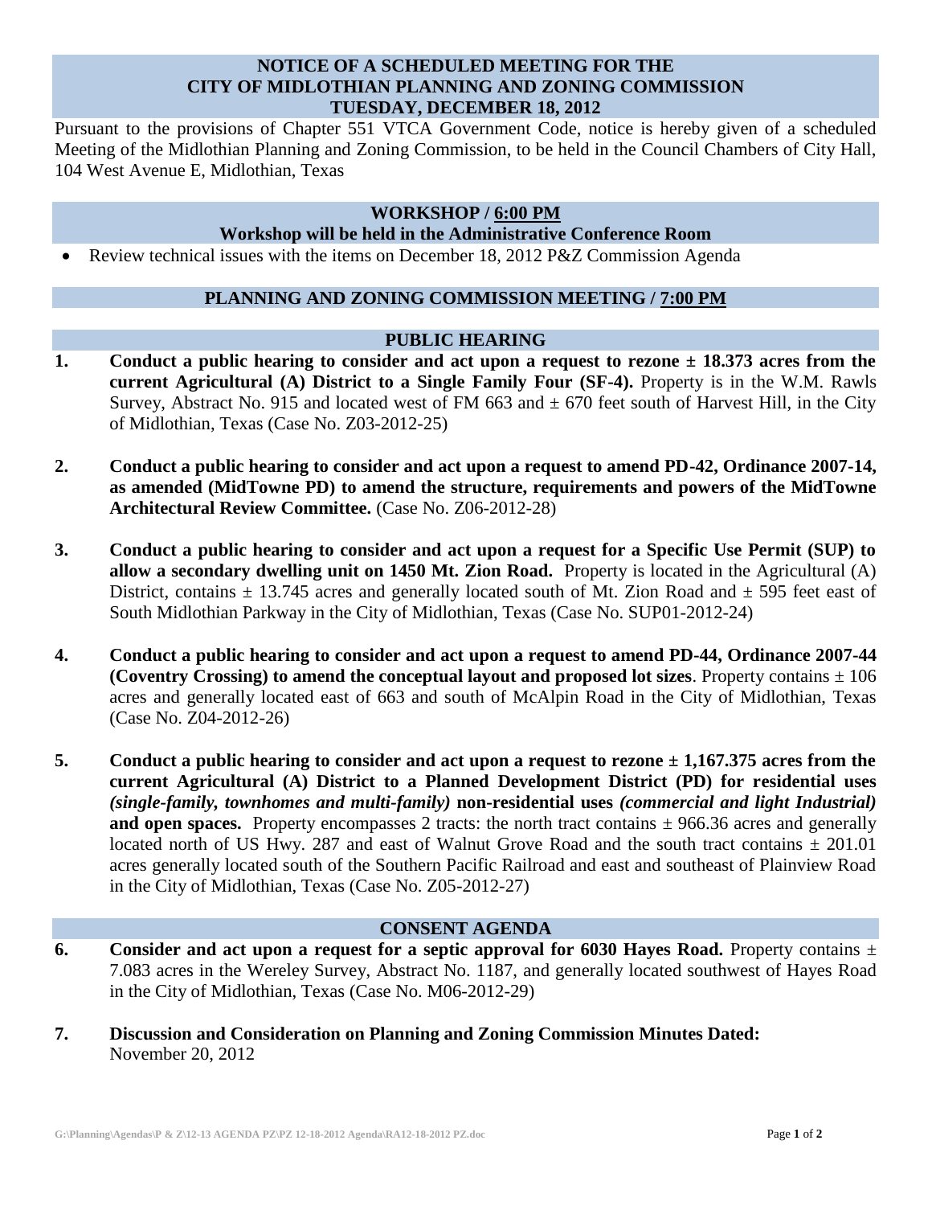# NOTICE OF A SCHEDULED MEETING FOR THE CITY OF MIDLOTHIAN PLANNING AND ZONING COMMISSION TUESDAY, DECEMBER 18, 2012

Pursuant to the provisions of Chapter 551 VTCA Government Code, notice is hereby given of a scheduled Meeting of the Midlothian Planning and Zoning Commission, to be held in the Council Chambers of City Hall, 104 West Avenue E, Midlothian, Texas

## WORKSHOP / 6:00 PM

### Workshop will be held in the Administrative Conference Room

- Review technical issues with the items on December 18, 2012 P&Z Commission Agenda

## PLANNING AND ZONING COMMISSION MEETING / 7:00 PM

## PUBLIC HEARING

1. **Conduct a public hearing to consider and act upon a request to rezone ± 18.373 acres from the current Agricultural (A) District to a Single Family Four (SF-4).** Property is in the W.M. Rawls Survey, Abstract No. 915 and located west of FM 663 and ± 670 feet south of Harvest Hill, in the City of Midlothian, Texas (Case No. Z03-2012-25)

2. **Conduct a public hearing to consider and act upon a request to amend PD-42, Ordinance 2007-14, as amended (MidTowne PD) to amend the structure, requirements and powers of the MidTowne Architectural Review Committee.** (Case No. Z06-2012-28)

3. **Conduct a public hearing to consider and act upon a request for a Specific Use Permit (SUP) to allow a secondary dwelling unit on 1450 Mt. Zion Road.** Property is located in the Agricultural (A) District, contains ± 13.745 acres and generally located south of Mt. Zion Road and ± 595 feet east of South Midlothian Parkway in the City of Midlothian, Texas (Case No. SUP01-2012-24)

4. **Conduct a public hearing to consider and act upon a request to amend PD-44, Ordinance 2007-44 (Coventry Crossing) to amend the conceptual layout and proposed lot sizes**. Property contains ± 106 acres and generally located east of 663 and south of McAlpin Road in the City of Midlothian, Texas (Case No. Z04-2012-26)

5. **Conduct a public hearing to consider and act upon a request to rezone ± 1,167.375 acres from the current Agricultural (A) District to a Planned Development District (PD) for residential uses *(single-family, townhomes and multi-family)* non-residential uses *(commercial and light Industrial)* and open spaces.** Property encompasses 2 tracts: the north tract contains ± 966.36 acres and generally located north of US Hwy. 287 and east of Walnut Grove Road and the south tract contains ± 201.01 acres generally located south of the Southern Pacific Railroad and east and southeast of Plainview Road in the City of Midlothian, Texas (Case No. Z05-2012-27)

## CONSENT AGENDA

6. **Consider and act upon a request for a septic approval for 6030 Hayes Road.** Property contains ± 7.083 acres in the Wereley Survey, Abstract No. 1187, and generally located southwest of Hayes Road in the City of Midlothian, Texas (Case No. M06-2012-29)

7. **Discussion and Consideration on Planning and Zoning Commission Minutes Dated:**
   November 20, 2012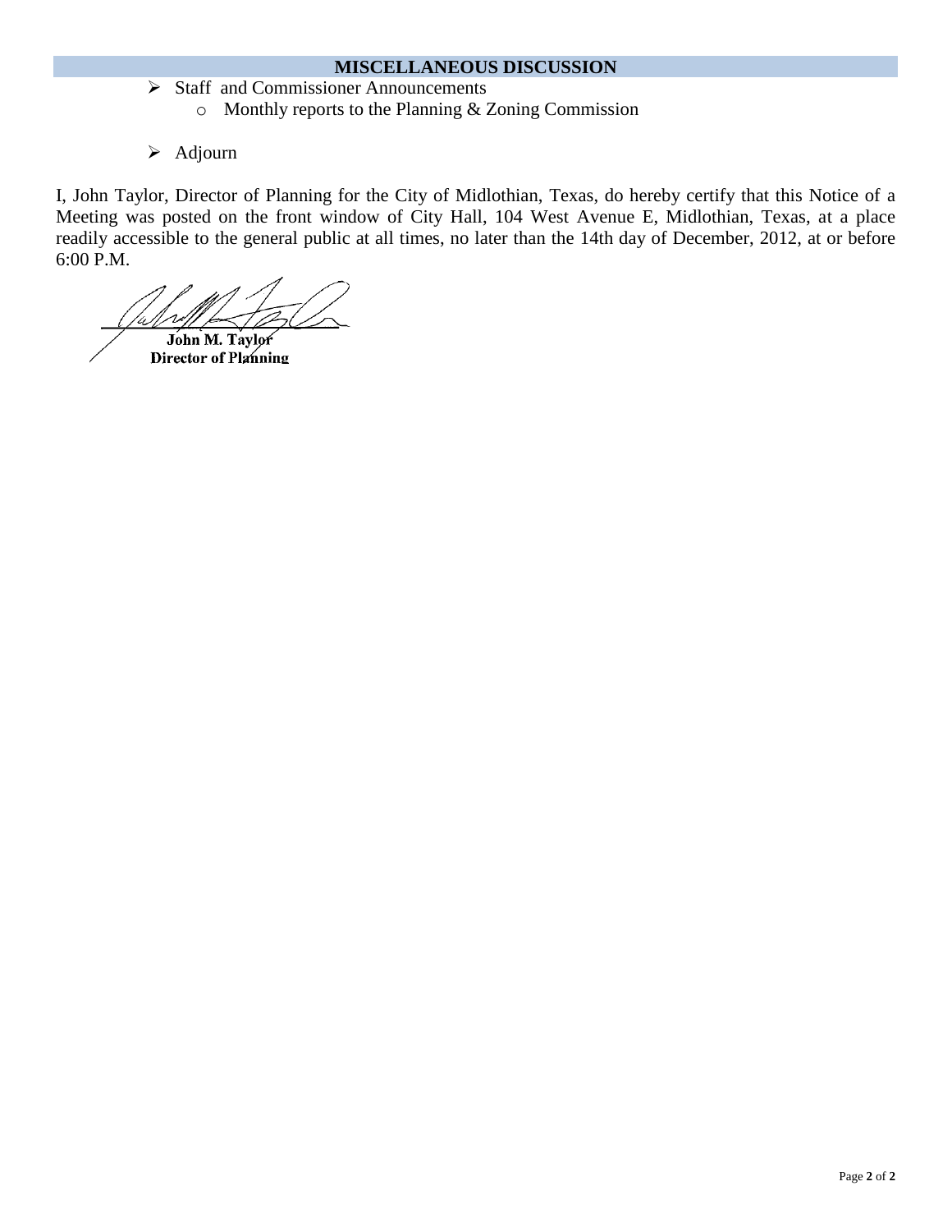## MISCELLANEOUS DISCUSSION

- Staff and Commissioner Announcements
  - Monthly reports to the Planning & Zoning Commission

- Adjourn

I, John Taylor, Director of Planning for the City of Midlothian, Texas, do hereby certify that this Notice of a Meeting was posted on the front window of City Hall, 104 West Avenue E, Midlothian, Texas, at a place readily accessible to the general public at all times, no later than the 14th day of December, 2012, at or before 6:00 P.M.

**John M. Taylor**
**Director of Planning**